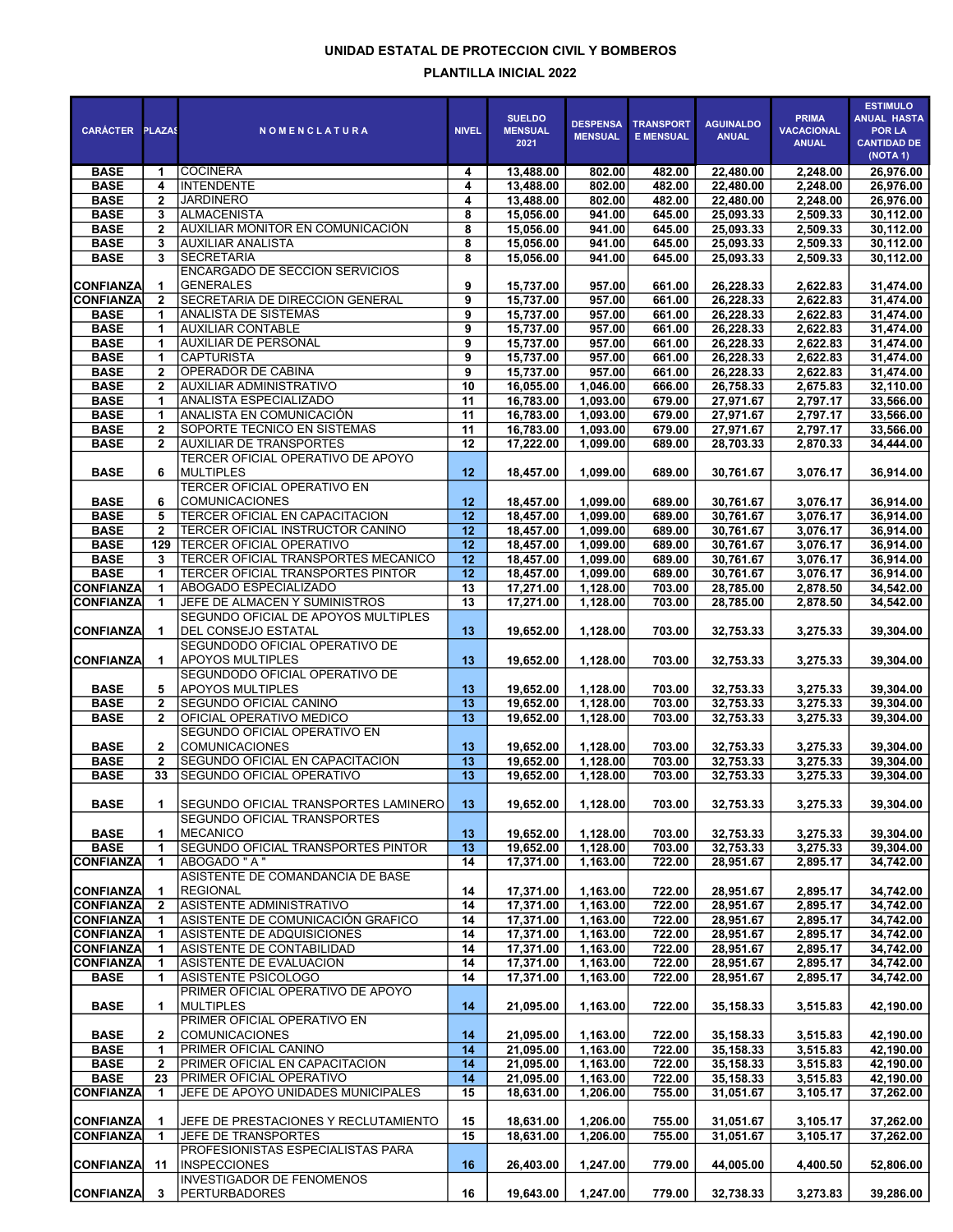**UNIDAD ESTATAL DE PROTECCION CIVIL Y BOMBEROS**

**PLANTILLA INICIAL 2022**

| CARÁCTER | PLAZAS | NOMENCLATURA | NIVEL | SUELDO MENSUAL 2021 | DESPENSA MENSUAL | TRANSPORTE MENSUAL | AGUINALDO ANUAL | PRIMA VACACIONAL ANUAL | ESTIMULO ANUAL HASTA POR LA CANTIDAD DE (NOTA 1) |
|---|---|---|---|---|---|---|---|---|---|
| BASE | 1 | COCINERA | 4 | 13,488.00 | 802.00 | 482.00 | 22,480.00 | 2,248.00 | 26,976.00 |
| BASE | 4 | INTENDENTE | 4 | 13,488.00 | 802.00 | 482.00 | 22,480.00 | 2,248.00 | 26,976.00 |
| BASE | 2 | JARDINERO | 4 | 13,488.00 | 802.00 | 482.00 | 22,480.00 | 2,248.00 | 26,976.00 |
| BASE | 3 | ALMACENISTA | 8 | 15,056.00 | 941.00 | 645.00 | 25,093.33 | 2,509.33 | 30,112.00 |
| BASE | 2 | AUXILIAR MONITOR EN COMUNICACIÓN | 8 | 15,056.00 | 941.00 | 645.00 | 25,093.33 | 2,509.33 | 30,112.00 |
| BASE | 3 | AUXILIAR ANALISTA | 8 | 15,056.00 | 941.00 | 645.00 | 25,093.33 | 2,509.33 | 30,112.00 |
| BASE | 3 | SECRETARIA | 8 | 15,056.00 | 941.00 | 645.00 | 25,093.33 | 2,509.33 | 30,112.00 |
| CONFIANZA | 1 | ENCARGADO DE SECCION SERVICIOS GENERALES | 9 | 15,737.00 | 957.00 | 661.00 | 26,228.33 | 2,622.83 | 31,474.00 |
| CONFIANZA | 2 | SECRETARIA DE DIRECCION GENERAL | 9 | 15,737.00 | 957.00 | 661.00 | 26,228.33 | 2,622.83 | 31,474.00 |
| BASE | 1 | ANALISTA DE SISTEMAS | 9 | 15,737.00 | 957.00 | 661.00 | 26,228.33 | 2,622.83 | 31,474.00 |
| BASE | 1 | AUXILIAR CONTABLE | 9 | 15,737.00 | 957.00 | 661.00 | 26,228.33 | 2,622.83 | 31,474.00 |
| BASE | 1 | AUXILIAR DE PERSONAL | 9 | 15,737.00 | 957.00 | 661.00 | 26,228.33 | 2,622.83 | 31,474.00 |
| BASE | 1 | CAPTURISTA | 9 | 15,737.00 | 957.00 | 661.00 | 26,228.33 | 2,622.83 | 31,474.00 |
| BASE | 2 | OPERADOR DE CABINA | 9 | 15,737.00 | 957.00 | 661.00 | 26,228.33 | 2,622.83 | 31,474.00 |
| BASE | 2 | AUXILIAR ADMINISTRATIVO | 10 | 16,055.00 | 1,046.00 | 666.00 | 26,758.33 | 2,675.83 | 32,110.00 |
| BASE | 1 | ANALISTA ESPECIALIZADO | 11 | 16,783.00 | 1,093.00 | 679.00 | 27,971.67 | 2,797.17 | 33,566.00 |
| BASE | 1 | ANALISTA EN COMUNICACIÓN | 11 | 16,783.00 | 1,093.00 | 679.00 | 27,971.67 | 2,797.17 | 33,566.00 |
| BASE | 2 | SOPORTE TECNICO EN SISTEMAS | 11 | 16,783.00 | 1,093.00 | 679.00 | 27,971.67 | 2,797.17 | 33,566.00 |
| BASE | 2 | AUXILIAR DE TRANSPORTES | 12 | 17,222.00 | 1,099.00 | 689.00 | 28,703.33 | 2,870.33 | 34,444.00 |
| BASE | 6 | TERCER OFICIAL OPERATIVO DE APOYO MULTIPLES | 12 | 18,457.00 | 1,099.00 | 689.00 | 30,761.67 | 3,076.17 | 36,914.00 |
| BASE | 6 | TERCER OFICIAL OPERATIVO EN COMUNICACIONES | 12 | 18,457.00 | 1,099.00 | 689.00 | 30,761.67 | 3,076.17 | 36,914.00 |
| BASE | 5 | TERCER OFICIAL EN CAPACITACION | 12 | 18,457.00 | 1,099.00 | 689.00 | 30,761.67 | 3,076.17 | 36,914.00 |
| BASE | 2 | TERCER OFICIAL INSTRUCTOR CANINO | 12 | 18,457.00 | 1,099.00 | 689.00 | 30,761.67 | 3,076.17 | 36,914.00 |
| BASE | 129 | TERCER OFICIAL OPERATIVO | 12 | 18,457.00 | 1,099.00 | 689.00 | 30,761.67 | 3,076.17 | 36,914.00 |
| BASE | 3 | TERCER OFICIAL TRANSPORTES MECANICO | 12 | 18,457.00 | 1,099.00 | 689.00 | 30,761.67 | 3,076.17 | 36,914.00 |
| BASE | 1 | TERCER OFICIAL TRANSPORTES PINTOR | 12 | 18,457.00 | 1,099.00 | 689.00 | 30,761.67 | 3,076.17 | 36,914.00 |
| CONFIANZA | 1 | ABOGADO ESPECIALIZADO | 13 | 17,271.00 | 1,128.00 | 703.00 | 28,785.00 | 2,878.50 | 34,542.00 |
| CONFIANZA | 1 | JEFE DE ALMACEN Y SUMINISTROS | 13 | 17,271.00 | 1,128.00 | 703.00 | 28,785.00 | 2,878.50 | 34,542.00 |
| CONFIANZA | 1 | SEGUNDO OFICIAL DE APOYOS MULTIPLES DEL CONSEJO ESTATAL | 13 | 19,652.00 | 1,128.00 | 703.00 | 32,753.33 | 3,275.33 | 39,304.00 |
| CONFIANZA | 1 | SEGUNDODO OFICIAL OPERATIVO DE APOYOS MULTIPLES | 13 | 19,652.00 | 1,128.00 | 703.00 | 32,753.33 | 3,275.33 | 39,304.00 |
| BASE | 5 | SEGUNDO OFICIAL OPERATIVO DE APOYOS MULTIPLES | 13 | 19,652.00 | 1,128.00 | 703.00 | 32,753.33 | 3,275.33 | 39,304.00 |
| BASE | 2 | SEGUNDO OFICIAL CANINO | 13 | 19,652.00 | 1,128.00 | 703.00 | 32,753.33 | 3,275.33 | 39,304.00 |
| BASE | 2 | OFICIAL OPERATIVO MEDICO | 13 | 19,652.00 | 1,128.00 | 703.00 | 32,753.33 | 3,275.33 | 39,304.00 |
| BASE | 2 | SEGUNDO OFICIAL OPERATIVO EN COMUNICACIONES | 13 | 19,652.00 | 1,128.00 | 703.00 | 32,753.33 | 3,275.33 | 39,304.00 |
| BASE | 2 | SEGUNDO OFICIAL EN CAPACITACION | 13 | 19,652.00 | 1,128.00 | 703.00 | 32,753.33 | 3,275.33 | 39,304.00 |
| BASE | 33 | SEGUNDO OFICIAL OPERATIVO | 13 | 19,652.00 | 1,128.00 | 703.00 | 32,753.33 | 3,275.33 | 39,304.00 |
| BASE | 1 | SEGUNDO OFICIAL TRANSPORTES LAMINERO | 13 | 19,652.00 | 1,128.00 | 703.00 | 32,753.33 | 3,275.33 | 39,304.00 |
| BASE | 1 | SEGUNDO OFICIAL TRANSPORTES MECANICO | 13 | 19,652.00 | 1,128.00 | 703.00 | 32,753.33 | 3,275.33 | 39,304.00 |
| BASE | 1 | SEGUNDO OFICIAL TRANSPORTES PINTOR | 13 | 19,652.00 | 1,128.00 | 703.00 | 32,753.33 | 3,275.33 | 39,304.00 |
| CONFIANZA | 1 | ABOGADO " A " | 14 | 17,371.00 | 1,163.00 | 722.00 | 28,951.67 | 2,895.17 | 34,742.00 |
| CONFIANZA | 1 | ASISTENTE DE COMANDANCIA DE BASE REGIONAL | 14 | 17,371.00 | 1,163.00 | 722.00 | 28,951.67 | 2,895.17 | 34,742.00 |
| CONFIANZA | 2 | ASISTENTE ADMINISTRATIVO | 14 | 17,371.00 | 1,163.00 | 722.00 | 28,951.67 | 2,895.17 | 34,742.00 |
| CONFIANZA | 1 | ASISTENTE DE COMUNICACIÓN GRAFICO | 14 | 17,371.00 | 1,163.00 | 722.00 | 28,951.67 | 2,895.17 | 34,742.00 |
| CONFIANZA | 1 | ASISTENTE DE ADQUISICIONES | 14 | 17,371.00 | 1,163.00 | 722.00 | 28,951.67 | 2,895.17 | 34,742.00 |
| CONFIANZA | 1 | ASISTENTE DE CONTABILIDAD | 14 | 17,371.00 | 1,163.00 | 722.00 | 28,951.67 | 2,895.17 | 34,742.00 |
| CONFIANZA | 1 | ASISTENTE DE EVALUACION | 14 | 17,371.00 | 1,163.00 | 722.00 | 28,951.67 | 2,895.17 | 34,742.00 |
| BASE | 1 | ASISTENTE PSICOLOGO | 14 | 17,371.00 | 1,163.00 | 722.00 | 28,951.67 | 2,895.17 | 34,742.00 |
| BASE | 1 | PRIMER OFICIAL OPERATIVO DE APOYO MULTIPLES | 14 | 21,095.00 | 1,163.00 | 722.00 | 35,158.33 | 3,515.83 | 42,190.00 |
| BASE | 2 | PRIMER OFICIAL OPERATIVO EN COMUNICACIONES | 14 | 21,095.00 | 1,163.00 | 722.00 | 35,158.33 | 3,515.83 | 42,190.00 |
| BASE | 1 | PRIMER OFICIAL CANINO | 14 | 21,095.00 | 1,163.00 | 722.00 | 35,158.33 | 3,515.83 | 42,190.00 |
| BASE | 2 | PRIMER OFICIAL EN CAPACITACION | 14 | 21,095.00 | 1,163.00 | 722.00 | 35,158.33 | 3,515.83 | 42,190.00 |
| BASE | 23 | PRIMER OFICIAL OPERATIVO | 14 | 21,095.00 | 1,163.00 | 722.00 | 35,158.33 | 3,515.83 | 42,190.00 |
| CONFIANZA | 1 | JEFE DE APOYO UNIDADES MUNICIPALES | 15 | 18,631.00 | 1,206.00 | 755.00 | 31,051.67 | 3,105.17 | 37,262.00 |
| CONFIANZA | 1 | JEFE DE PRESTACIONES Y RECLUTAMIENTO | 15 | 18,631.00 | 1,206.00 | 755.00 | 31,051.67 | 3,105.17 | 37,262.00 |
| CONFIANZA | 1 | JEFE DE TRANSPORTES | 15 | 18,631.00 | 1,206.00 | 755.00 | 31,051.67 | 3,105.17 | 37,262.00 |
| CONFIANZA | 11 | PROFESIONISTAS ESPECIALISTAS PARA INSPECCIONES | 16 | 26,403.00 | 1,247.00 | 779.00 | 44,005.00 | 4,400.50 | 52,806.00 |
| CONFIANZA | 3 | INVESTIGADOR DE FENOMENOS PERTURBADORES | 16 | 19,643.00 | 1,247.00 | 779.00 | 32,738.33 | 3,273.83 | 39,286.00 |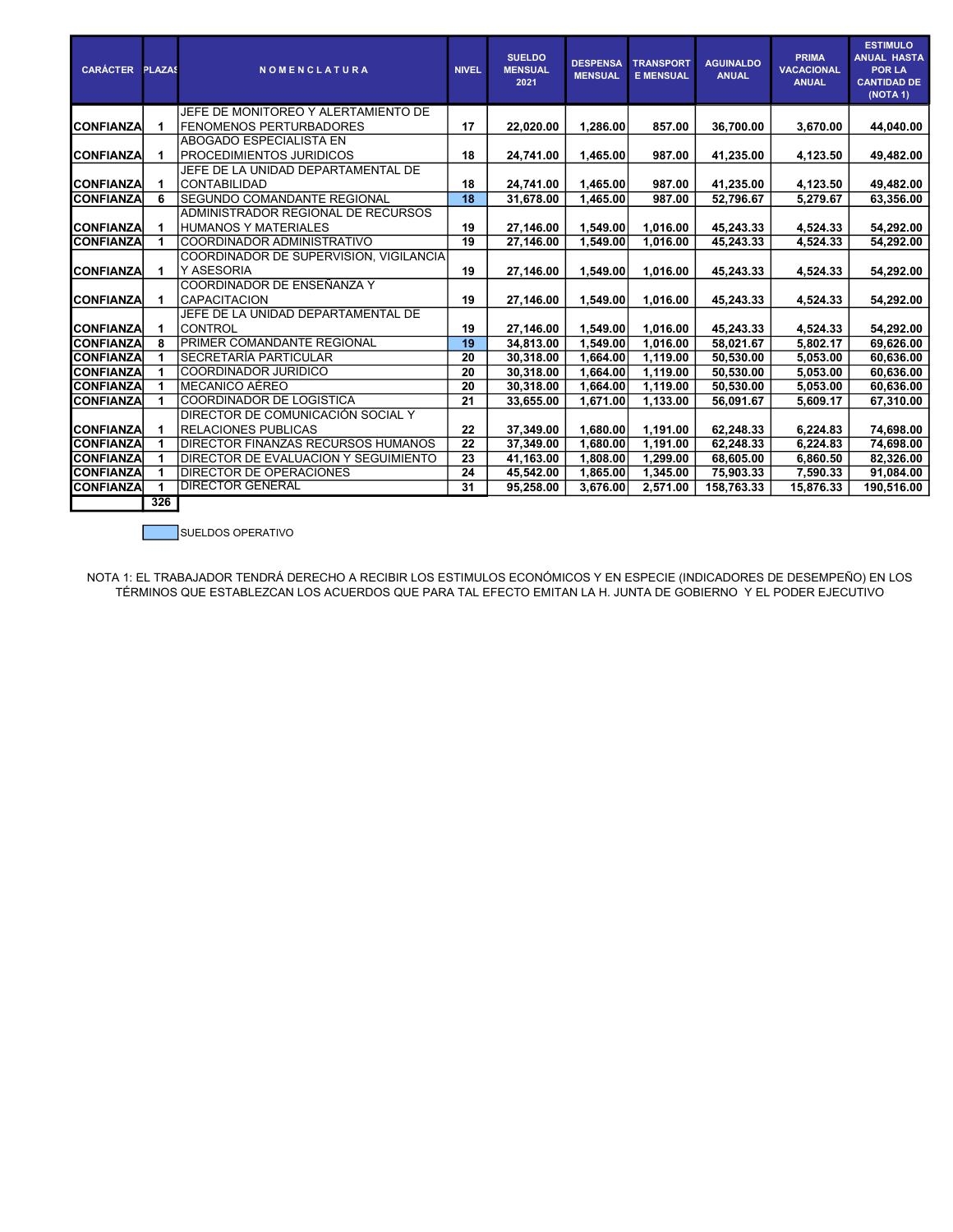| CARÁCTER | PLAZAS | N O M E N C L A T U R A | NIVEL | SUELDO MENSUAL 2021 | DESPENSA MENSUAL | TRANSPORTE MENSUAL | AGUINALDO ANUAL | PRIMA VACACIONAL ANUAL | ESTIMULO ANUAL HASTA POR LA CANTIDAD DE (NOTA 1) |
|---|---|---|---|---|---|---|---|---|---|
| CONFIANZA | 1 | JEFE DE MONITOREO Y ALERTAMIENTO DE FENOMENOS PERTURBADORES | 17 | 22,020.00 | 1,286.00 | 857.00 | 36,700.00 | 3,670.00 | 44,040.00 |
| CONFIANZA | 1 | ABOGADO ESPECIALISTA EN PROCEDIMIENTOS JURIDICOS | 18 | 24,741.00 | 1,465.00 | 987.00 | 41,235.00 | 4,123.50 | 49,482.00 |
| CONFIANZA | 1 | JEFE DE LA UNIDAD DEPARTAMENTAL DE CONTABILIDAD | 18 | 24,741.00 | 1,465.00 | 987.00 | 41,235.00 | 4,123.50 | 49,482.00 |
| CONFIANZA | 6 | SEGUNDO COMANDANTE REGIONAL | 18 | 31,678.00 | 1,465.00 | 987.00 | 52,796.67 | 5,279.67 | 63,356.00 |
| CONFIANZA | 1 | ADMINISTRADOR REGIONAL DE RECURSOS HUMANOS Y MATERIALES | 19 | 27,146.00 | 1,549.00 | 1,016.00 | 45,243.33 | 4,524.33 | 54,292.00 |
| CONFIANZA | 1 | COORDINADOR ADMINISTRATIVO | 19 | 27,146.00 | 1,549.00 | 1,016.00 | 45,243.33 | 4,524.33 | 54,292.00 |
| CONFIANZA | 1 | COORDINADOR DE SUPERVISION, VIGILANCIA Y ASESORIA | 19 | 27,146.00 | 1,549.00 | 1,016.00 | 45,243.33 | 4,524.33 | 54,292.00 |
| CONFIANZA | 1 | COORDINADOR DE ENSEÑANZA Y CAPACITACION | 19 | 27,146.00 | 1,549.00 | 1,016.00 | 45,243.33 | 4,524.33 | 54,292.00 |
| CONFIANZA | 1 | JEFE DE LA UNIDAD DEPARTAMENTAL DE CONTROL | 19 | 27,146.00 | 1,549.00 | 1,016.00 | 45,243.33 | 4,524.33 | 54,292.00 |
| CONFIANZA | 8 | PRIMER COMANDANTE REGIONAL | 19 | 34,813.00 | 1,549.00 | 1,016.00 | 58,021.67 | 5,802.17 | 69,626.00 |
| CONFIANZA | 1 | SECRETARÍA PARTICULAR | 20 | 30,318.00 | 1,664.00 | 1,119.00 | 50,530.00 | 5,053.00 | 60,636.00 |
| CONFIANZA | 1 | COORDINADOR JURIDICO | 20 | 30,318.00 | 1,664.00 | 1,119.00 | 50,530.00 | 5,053.00 | 60,636.00 |
| CONFIANZA | 1 | MECANICO AÉREO | 20 | 30,318.00 | 1,664.00 | 1,119.00 | 50,530.00 | 5,053.00 | 60,636.00 |
| CONFIANZA | 1 | COORDINADOR DE LOGISTICA | 21 | 33,655.00 | 1,671.00 | 1,133.00 | 56,091.67 | 5,609.17 | 67,310.00 |
| CONFIANZA | 1 | DIRECTOR DE COMUNICACIÓN SOCIAL Y RELACIONES PUBLICAS | 22 | 37,349.00 | 1,680.00 | 1,191.00 | 62,248.33 | 6,224.83 | 74,698.00 |
| CONFIANZA | 1 | DIRECTOR FINANZAS RECURSOS HUMANOS | 22 | 37,349.00 | 1,680.00 | 1,191.00 | 62,248.33 | 6,224.83 | 74,698.00 |
| CONFIANZA | 1 | DIRECTOR DE EVALUACION Y SEGUIMIENTO | 23 | 41,163.00 | 1,808.00 | 1,299.00 | 68,605.00 | 6,860.50 | 82,326.00 |
| CONFIANZA | 1 | DIRECTOR DE OPERACIONES | 24 | 45,542.00 | 1,865.00 | 1,345.00 | 75,903.33 | 7,590.33 | 91,084.00 |
| CONFIANZA | 1 | DIRECTOR GENERAL | 31 | 95,258.00 | 3,676.00 | 2,571.00 | 158,763.33 | 15,876.33 | 190,516.00 |
| | 326 | | | | | | | | |

SUELDOS OPERATIVO

NOTA 1: EL TRABAJADOR TENDRÁ DERECHO A RECIBIR LOS ESTIMULOS ECONÓMICOS Y EN ESPECIE (INDICADORES DE DESEMPEÑO) EN LOS TÉRMINOS QUE ESTABLEZCAN LOS ACUERDOS QUE PARA TAL EFECTO EMITAN LA H. JUNTA DE GOBIERNO Y EL PODER EJECUTIVO